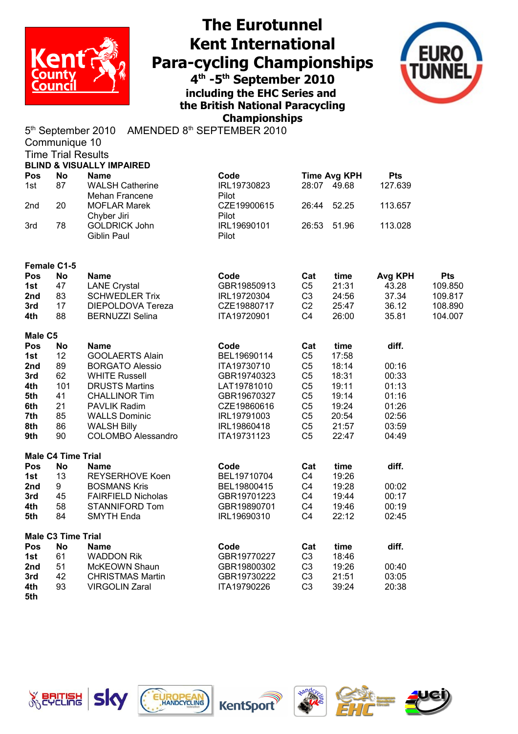# The Eurotunnel Kent International Para-cycling Championships

## 4th -5th September 2010

### including the EHC Series and the British National Paracycling Championships

5th September 2010 AMENDED 8th SEPTEMBER 2010

Communique 10

Time Trial Results

**BLIND & VISUALLY IMPAIRED**

| Pos | No | Name | Code | Time | Avg KPH | Pts |
|---|---|---|---|---|---|---|
| 1st | 87 | WALSH Catherine | IRL19730823 | 28:07 | 49.68 | 127.639 |
| | | Mehan Francene | Pilot | | | |
| 2nd | 20 | MOFLAR Marek | CZE19900615 | 26:44 | 52.25 | 113.657 |
| | | Chyber Jiri | Pilot | | | |
| 3rd | 78 | GOLDRICK John | IRL19690101 | 26:53 | 51.96 | 113.028 |
| | | Giblin Paul | Pilot | | | |

**Female C1-5**

| Pos | No | Name | Code | Cat | time | Avg KPH | Pts |
|---|---|---|---|---|---|---|---|
| 1st | 47 | LANE Crystal | GBR19850913 | C5 | 21:31 | 43.28 | 109.850 |
| 2nd | 83 | SCHWEDLER Trix | IRL19720304 | C3 | 24:56 | 37.34 | 109.817 |
| 3rd | 17 | DIEPOLDOVA Tereza | CZE19880717 | C2 | 25:47 | 36.12 | 108.890 |
| 4th | 88 | BERNUZZI Selina | ITA19720901 | C4 | 26:00 | 35.81 | 104.007 |

**Male C5**

| Pos | No | Name | Code | Cat | time | diff. |
|---|---|---|---|---|---|---|
| 1st | 12 | GOOLAERTS Alain | BEL19690114 | C5 | 17:58 | |
| 2nd | 89 | BORGATO Alessio | ITA19730710 | C5 | 18:14 | 00:16 |
| 3rd | 62 | WHITE Russell | GBR19740323 | C5 | 18:31 | 00:33 |
| 4th | 101 | DRUSTS Martins | LAT19781010 | C5 | 19:11 | 01:13 |
| 5th | 41 | CHALLINOR Tim | GBR19670327 | C5 | 19:14 | 01:16 |
| 6th | 21 | PAVLIK Radim | CZE19860616 | C5 | 19:24 | 01:26 |
| 7th | 85 | WALLS Dominic | IRL19791003 | C5 | 20:54 | 02:56 |
| 8th | 86 | WALSH Billy | IRL19860418 | C5 | 21:57 | 03:59 |
| 9th | 90 | COLOMBO Alessandro | ITA19731123 | C5 | 22:47 | 04:49 |

**Male C4 Time Trial**

| Pos | No | Name | Code | Cat | time | diff. |
|---|---|---|---|---|---|---|
| 1st | 13 | REYSERHOVE Koen | BEL19710704 | C4 | 19:26 | |
| 2nd | 9 | BOSMANS Kris | BEL19800415 | C4 | 19:28 | 00:02 |
| 3rd | 45 | FAIRFIELD Nicholas | GBR19701223 | C4 | 19:44 | 00:17 |
| 4th | 58 | STANNIFORD Tom | GBR19890701 | C4 | 19:46 | 00:19 |
| 5th | 84 | SMYTH Enda | IRL19690310 | C4 | 22:12 | 02:45 |

**Male C3 Time Trial**

| Pos | No | Name | Code | Cat | time | diff. |
|---|---|---|---|---|---|---|
| 1st | 61 | WADDON Rik | GBR19770227 | C3 | 18:46 | |
| 2nd | 51 | McKEOWN Shaun | GBR19800302 | C3 | 19:26 | 00:40 |
| 3rd | 42 | CHRISTMAS Martin | GBR19730222 | C3 | 21:51 | 03:05 |
| 4th | 93 | VIRGOLIN Zaral | ITA19790226 | C3 | 39:24 | 20:38 |
| 5th | | | | | | |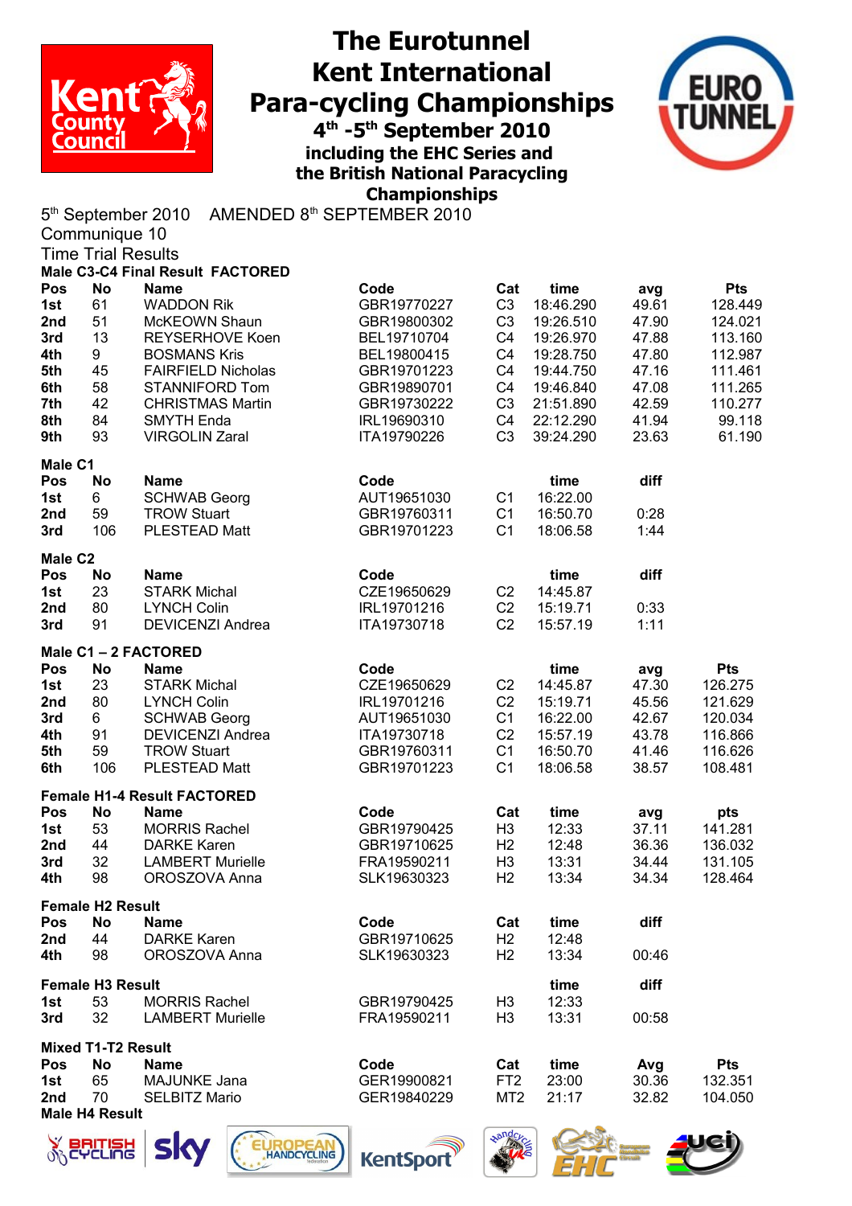# The Eurotunnel Kent International Para-cycling Championships

## 4th -5th September 2010

### including the EHC Series and the British National Paracycling Championships

5th September 2010 AMENDED 8th SEPTEMBER 2010

Communique 10

Time Trial Results

**Male C3-C4 Final Result FACTORED**

| Pos | No | Name | Code | Cat | time | avg | Pts |
|---|---|---|---|---|---|---|---|
| 1st | 61 | WADDON Rik | GBR19770227 | C3 | 18:46.290 | 49.61 | 128.449 |
| 2nd | 51 | McKEOWN Shaun | GBR19800302 | C3 | 19:26.510 | 47.90 | 124.021 |
| 3rd | 13 | REYSERHOVE Koen | BEL19710704 | C4 | 19:26.970 | 47.88 | 113.160 |
| 4th | 9 | BOSMANS Kris | BEL19800415 | C4 | 19:28.750 | 47.80 | 112.987 |
| 5th | 45 | FAIRFIELD Nicholas | GBR19701223 | C4 | 19:44.750 | 47.16 | 111.461 |
| 6th | 58 | STANNIFORD Tom | GBR19890701 | C4 | 19:46.840 | 47.08 | 111.265 |
| 7th | 42 | CHRISTMAS Martin | GBR19730222 | C3 | 21:51.890 | 42.59 | 110.277 |
| 8th | 84 | SMYTH Enda | IRL19690310 | C4 | 22:12.290 | 41.94 | 99.118 |
| 9th | 93 | VIRGOLIN Zaral | ITA19790226 | C3 | 39:24.290 | 23.63 | 61.190 |

**Male C1**

| Pos | No | Name | Code | | time | diff |
|---|---|---|---|---|---|---|
| 1st | 6 | SCHWAB Georg | AUT19651030 | C1 | 16:22.00 | |
| 2nd | 59 | TROW Stuart | GBR19760311 | C1 | 16:50.70 | 0:28 |
| 3rd | 106 | PLESTEAD Matt | GBR19701223 | C1 | 18:06.58 | 1:44 |

**Male C2**

| Pos | No | Name | Code | | time | diff |
|---|---|---|---|---|---|---|
| 1st | 23 | STARK Michal | CZE19650629 | C2 | 14:45.87 | |
| 2nd | 80 | LYNCH Colin | IRL19701216 | C2 | 15:19.71 | 0:33 |
| 3rd | 91 | DEVICENZI Andrea | ITA19730718 | C2 | 15:57.19 | 1:11 |

**Male C1 – 2 FACTORED**

| Pos | No | Name | Code | | time | avg | Pts |
|---|---|---|---|---|---|---|---|
| 1st | 23 | STARK Michal | CZE19650629 | C2 | 14:45.87 | 47.30 | 126.275 |
| 2nd | 80 | LYNCH Colin | IRL19701216 | C2 | 15:19.71 | 45.56 | 121.629 |
| 3rd | 6 | SCHWAB Georg | AUT19651030 | C1 | 16:22.00 | 42.67 | 120.034 |
| 4th | 91 | DEVICENZI Andrea | ITA19730718 | C2 | 15:57.19 | 43.78 | 116.866 |
| 5th | 59 | TROW Stuart | GBR19760311 | C1 | 16:50.70 | 41.46 | 116.626 |
| 6th | 106 | PLESTEAD Matt | GBR19701223 | C1 | 18:06.58 | 38.57 | 108.481 |

**Female H1-4 Result FACTORED**

| Pos | No | Name | Code | Cat | time | avg | pts |
|---|---|---|---|---|---|---|---|
| 1st | 53 | MORRIS Rachel | GBR19790425 | H3 | 12:33 | 37.11 | 141.281 |
| 2nd | 44 | DARKE Karen | GBR19710625 | H2 | 12:48 | 36.36 | 136.032 |
| 3rd | 32 | LAMBERT Murielle | FRA19590211 | H3 | 13:31 | 34.44 | 131.105 |
| 4th | 98 | OROSZOVA Anna | SLK19630323 | H2 | 13:34 | 34.34 | 128.464 |

**Female H2 Result**

| Pos | No | Name | Code | Cat | time | diff |
|---|---|---|---|---|---|---|
| 2nd | 44 | DARKE Karen | GBR19710625 | H2 | 12:48 | |
| 4th | 98 | OROSZOVA Anna | SLK19630323 | H2 | 13:34 | 00:46 |

**Female H3 Result**

| Pos | No | Name | Code | Cat | time | diff |
|---|---|---|---|---|---|---|
| 1st | 53 | MORRIS Rachel | GBR19790425 | H3 | 12:33 | |
| 3rd | 32 | LAMBERT Murielle | FRA19590211 | H3 | 13:31 | 00:58 |

**Mixed T1-T2 Result**

| Pos | No | Name | Code | Cat | time | Avg | Pts |
|---|---|---|---|---|---|---|---|
| 1st | 65 | MAJUNKE Jana | GER19900821 | FT2 | 23:00 | 30.36 | 132.351 |
| 2nd | 70 | SELBITZ Mario | GER19840229 | MT2 | 21:17 | 32.82 | 104.050 |

**Male H4 Result**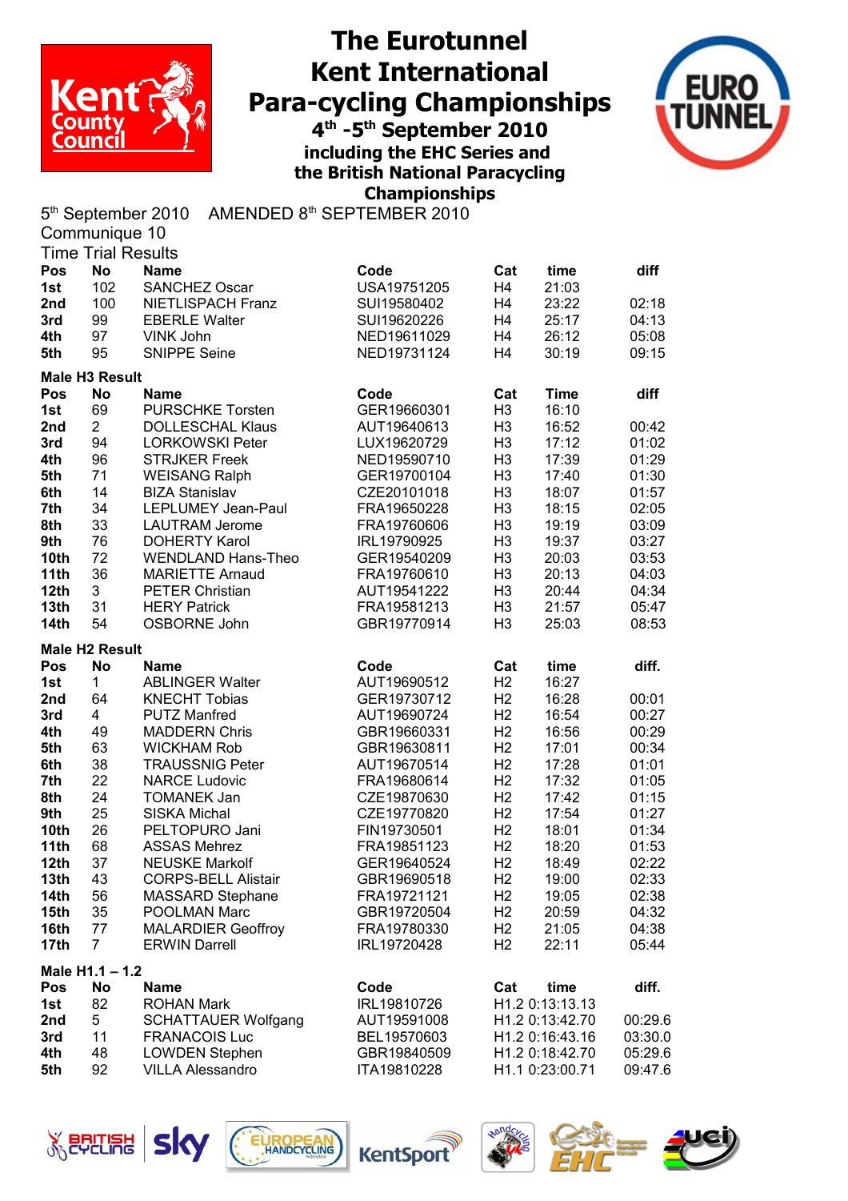# The Eurotunnel Kent International Para-cycling Championships

## 4th -5th September 2010

### including the EHC Series and the British National Paracycling Championships

5th September 2010 AMENDED 8th SEPTEMBER 2010

Communique 10

Time Trial Results

| Pos | No | Name | Code | Cat | time | diff |
|---|---|---|---|---|---|---|
| 1st | 102 | SANCHEZ Oscar | USA19751205 | H4 | 21:03 | |
| 2nd | 100 | NIETLISPACH Franz | SUI19580402 | H4 | 23:22 | 02:18 |
| 3rd | 99 | EBERLE Walter | SUI19620226 | H4 | 25:17 | 04:13 |
| 4th | 97 | VINK John | NED19611029 | H4 | 26:12 | 05:08 |
| 5th | 95 | SNIPPE Seine | NED19731124 | H4 | 30:19 | 09:15 |

**Male H3 Result**

| Pos | No | Name | Code | Cat | Time | diff |
|---|---|---|---|---|---|---|
| 1st | 69 | PURSCHKE Torsten | GER19660301 | H3 | 16:10 | |
| 2nd | 2 | DOLLESCHAL Klaus | AUT19640613 | H3 | 16:52 | 00:42 |
| 3rd | 94 | LORKOWSKI Peter | LUX19620729 | H3 | 17:12 | 01:02 |
| 4th | 96 | STRJKER Freek | NED19590710 | H3 | 17:39 | 01:29 |
| 5th | 71 | WEISANG Ralph | GER19700104 | H3 | 17:40 | 01:30 |
| 6th | 14 | BIZA Stanislav | CZE20101018 | H3 | 18:07 | 01:57 |
| 7th | 34 | LEPLUMEY Jean-Paul | FRA19650228 | H3 | 18:15 | 02:05 |
| 8th | 33 | LAUTRAM Jerome | FRA19760606 | H3 | 19:19 | 03:09 |
| 9th | 76 | DOHERTY Karol | IRL19790925 | H3 | 19:37 | 03:27 |
| 10th | 72 | WENDLAND Hans-Theo | GER19540209 | H3 | 20:03 | 03:53 |
| 11th | 36 | MARIETTE Arnaud | FRA19760610 | H3 | 20:13 | 04:03 |
| 12th | 3 | PETER Christian | AUT19541222 | H3 | 20:44 | 04:34 |
| 13th | 31 | HERY Patrick | FRA19581213 | H3 | 21:57 | 05:47 |
| 14th | 54 | OSBORNE John | GBR19770914 | H3 | 25:03 | 08:53 |

**Male H2 Result**

| Pos | No | Name | Code | Cat | time | diff. |
|---|---|---|---|---|---|---|
| 1st | 1 | ABLINGER Walter | AUT19690512 | H2 | 16:27 | |
| 2nd | 64 | KNECHT Tobias | GER19730712 | H2 | 16:28 | 00:01 |
| 3rd | 4 | PUTZ Manfred | AUT19690724 | H2 | 16:54 | 00:27 |
| 4th | 49 | MADDERN Chris | GBR19660331 | H2 | 16:56 | 00:29 |
| 5th | 63 | WICKHAM Rob | GBR19630811 | H2 | 17:01 | 00:34 |
| 6th | 38 | TRAUSSNIG Peter | AUT19670514 | H2 | 17:28 | 01:01 |
| 7th | 22 | NARCE Ludovic | FRA19680614 | H2 | 17:32 | 01:05 |
| 8th | 24 | TOMANEK Jan | CZE19870630 | H2 | 17:42 | 01:15 |
| 9th | 25 | SISKA Michal | CZE19770820 | H2 | 17:54 | 01:27 |
| 10th | 26 | PELTOPURO Jani | FIN19730501 | H2 | 18:01 | 01:34 |
| 11th | 68 | ASSAS Mehrez | FRA19851123 | H2 | 18:20 | 01:53 |
| 12th | 37 | NEUSKE Markolf | GER19640524 | H2 | 18:49 | 02:22 |
| 13th | 43 | CORPS-BELL Alistair | GBR19690518 | H2 | 19:00 | 02:33 |
| 14th | 56 | MASSARD Stephane | FRA19721121 | H2 | 19:05 | 02:38 |
| 15th | 35 | POOLMAN Marc | GBR19720504 | H2 | 20:59 | 04:32 |
| 16th | 77 | MALARDIER Geoffroy | FRA19780330 | H2 | 21:05 | 04:38 |
| 17th | 7 | ERWIN Darrell | IRL19720428 | H2 | 22:11 | 05:44 |

**Male H1.1 – 1.2**

| Pos | No | Name | Code | Cat | time | diff. |
|---|---|---|---|---|---|---|
| 1st | 82 | ROHAN Mark | IRL19810726 | H1.2 | 0:13:13.13 | |
| 2nd | 5 | SCHATTAUER Wolfgang | AUT19591008 | H1.2 | 0:13:42.70 | 00:29.6 |
| 3rd | 11 | FRANACOIS Luc | BEL19570603 | H1.2 | 0:16:43.16 | 03:30.0 |
| 4th | 48 | LOWDEN Stephen | GBR19840509 | H1.2 | 0:18:42.70 | 05:29.6 |
| 5th | 92 | VILLA Alessandro | ITA19810228 | H1.1 | 0:23:00.71 | 09:47.6 |